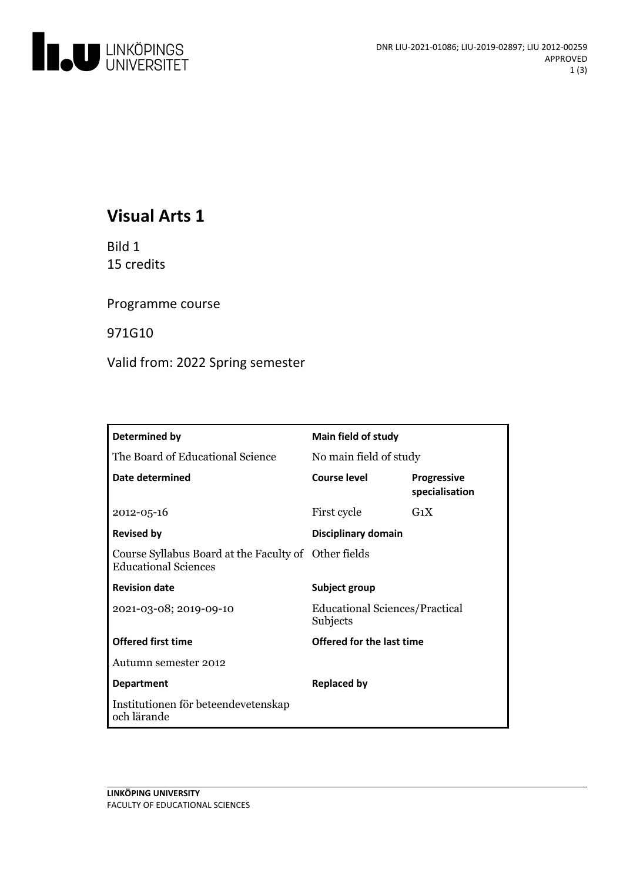DNR LIU-2021-01086; LIU-2019-02897; LIU 2012-00259
APPROVED

# Visual Arts 1

Bild 1
15 credits

Programme course

971G10

Valid from: 2022 Spring semester

| Determined by | Main field of study | |
|---|---|---|
| The Board of Educational Science | No main field of study | |
| **Date determined** | **Course level** | **Progressive specialisation** |
| 2012-05-16 | First cycle | G1X |
| **Revised by** | **Disciplinary domain** | |
| Course Syllabus Board at the Faculty of Educational Sciences | Other fields | |
| **Revision date** | **Subject group** | |
| 2021-03-08; 2019-09-10 | Educational Sciences/Practical Subjects | |
| **Offered first time** | **Offered for the last time** | |
| Autumn semester 2012 | | |
| **Department** | **Replaced by** | |
| Institutionen för beteendevetenskap och lärande | | |

LINKÖPING UNIVERSITY
FACULTY OF EDUCATIONAL SCIENCES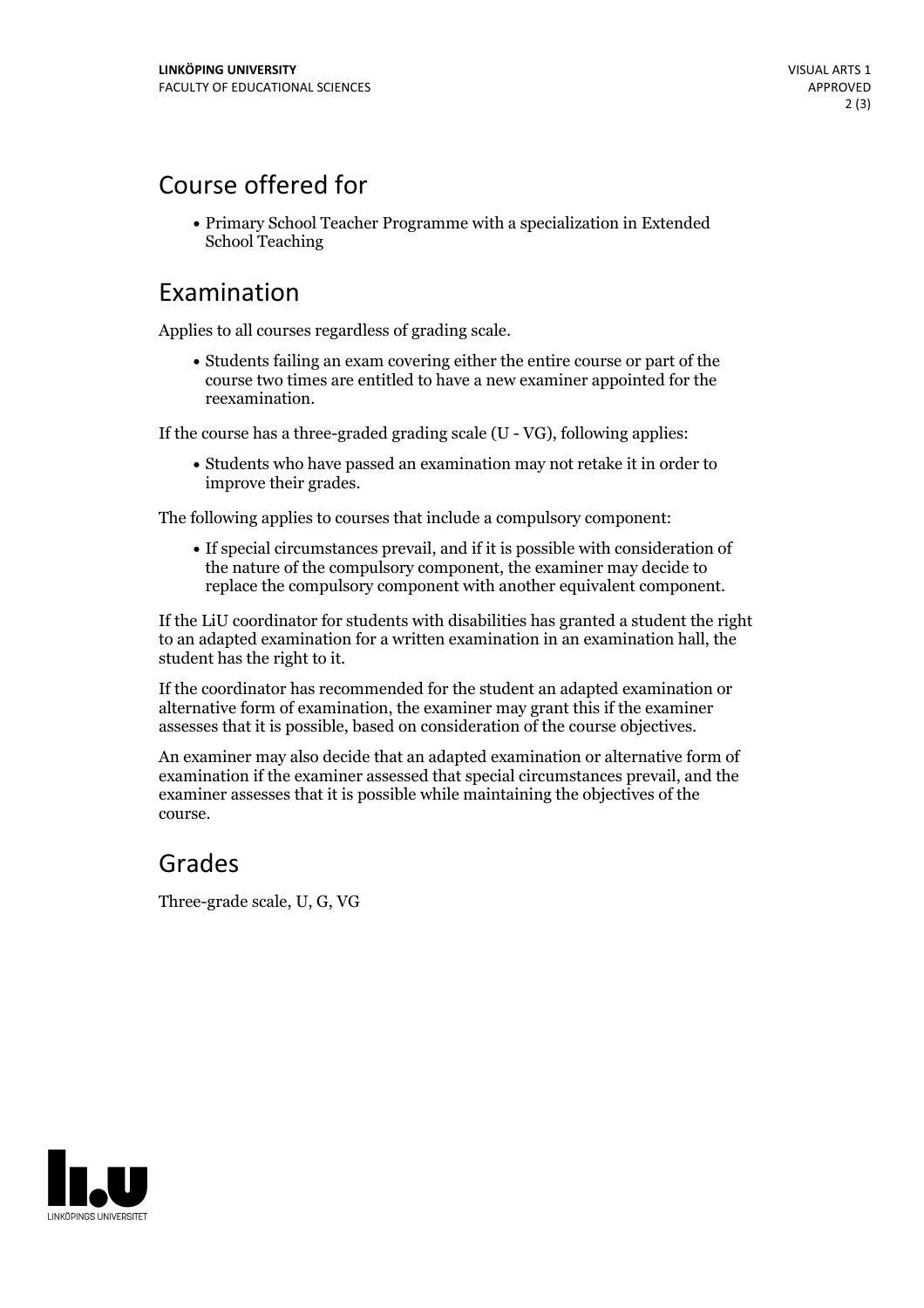## Course offered for

- Primary School Teacher Programme with a specialization in Extended School Teaching

## Examination

Applies to all courses regardless of grading scale.

- Students failing an exam covering either the entire course or part of the course two times are entitled to have a new examiner appointed for the reexamination.

If the course has a three-graded grading scale (U - VG), following applies:

- Students who have passed an examination may not retake it in order to improve their grades.

The following applies to courses that include a compulsory component:

- If special circumstances prevail, and if it is possible with consideration of the nature of the compulsory component, the examiner may decide to replace the compulsory component with another equivalent component.

If the LiU coordinator for students with disabilities has granted a student the right to an adapted examination for a written examination in an examination hall, the student has the right to it.

If the coordinator has recommended for the student an adapted examination or alternative form of examination, the examiner may grant this if the examiner assesses that it is possible, based on consideration of the course objectives.

An examiner may also decide that an adapted examination or alternative form of examination if the examiner assessed that special circumstances prevail, and the examiner assesses that it is possible while maintaining the objectives of the course.

## Grades

Three-grade scale, U, G, VG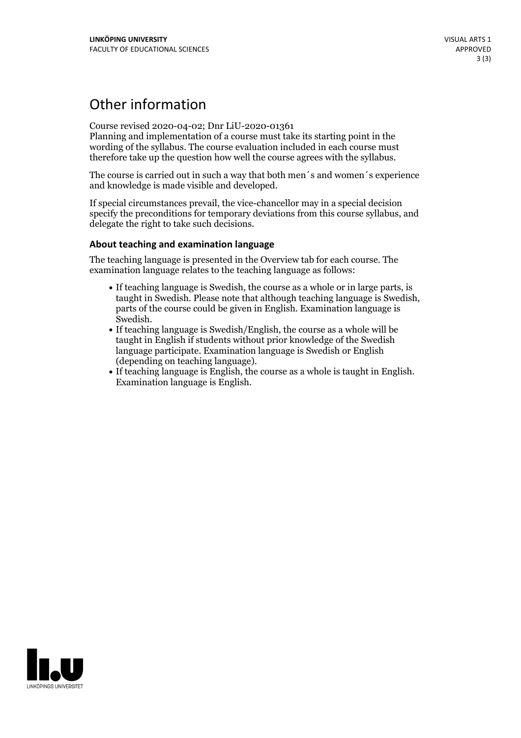# Other information

Course revised 2020-04-02; Dnr LiU-2020-01361
Planning and implementation of a course must take its starting point in the wording of the syllabus. The course evaluation included in each course must therefore take up the question how well the course agrees with the syllabus.

The course is carried out in such a way that both men´s and women´s experience and knowledge is made visible and developed.

If special circumstances prevail, the vice-chancellor may in a special decision specify the preconditions for temporary deviations from this course syllabus, and delegate the right to take such decisions.

### About teaching and examination language

The teaching language is presented in the Overview tab for each course. The examination language relates to the teaching language as follows:

- If teaching language is Swedish, the course as a whole or in large parts, is taught in Swedish. Please note that although teaching language is Swedish, parts of the course could be given in English. Examination language is Swedish.
- If teaching language is Swedish/English, the course as a whole will be taught in English if students without prior knowledge of the Swedish language participate. Examination language is Swedish or English (depending on teaching language).
- If teaching language is English, the course as a whole is taught in English. Examination language is English.